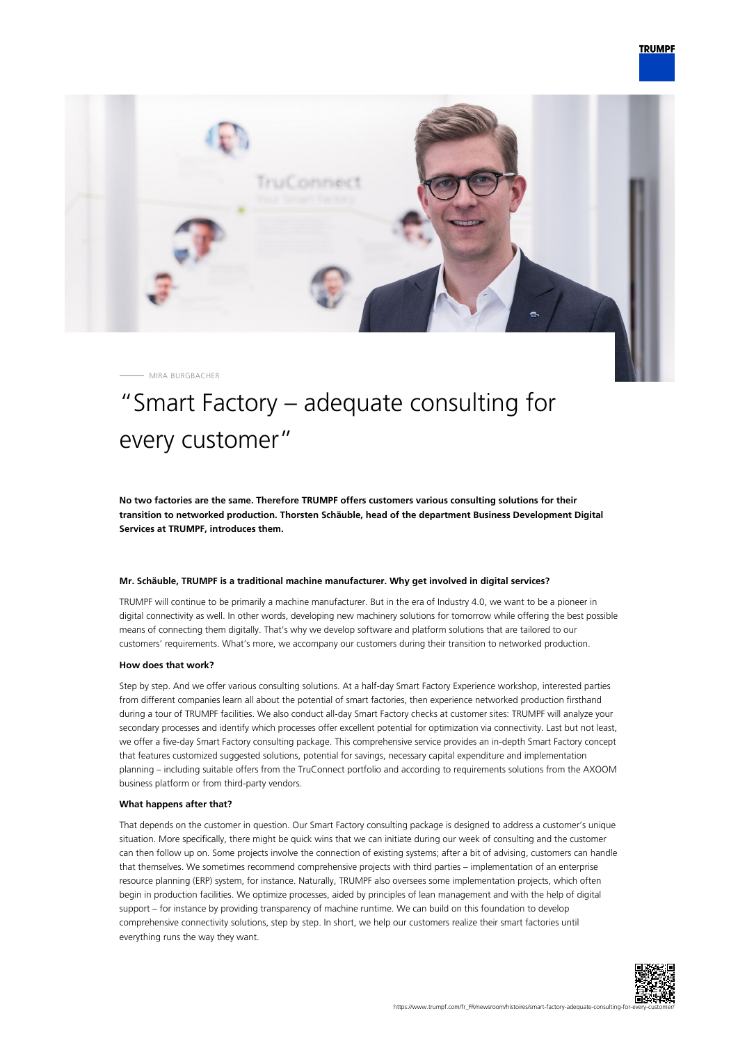MIRA BURGBACHER

# "Smart Factory – adequate consulting for every customer"

**No two factories are the same. Therefore TRUMPF offers customers various consulting solutions for their transition to networked production. Thorsten Schäuble, head of the department Business Development Digital Services at TRUMPF, introduces them.**

#### Mr. Schäuble, TRUMPF is a traditional machine manufacturer. Why get involved in digital services?

TRUMPF will continue to be primarily a machine manufacturer. But in the era of Industry 4.0, we want to be a pioneer in digital connectivity as well. In other words, developing new machinery solutions for tomorrow while offering the best possible means of connecting them digitally. That's why we develop software and platform solutions that are tailored to our customers' requirements. What's more, we accompany our customers during their transition to networked production.

#### How does that work?

Step by step. And we offer various consulting solutions. At a half-day Smart Factory Experience workshop, interested parties from different companies learn all about the potential of smart factories, then experience networked production firsthand during a tour of TRUMPF facilities. We also conduct all-day Smart Factory checks at customer sites: TRUMPF will analyze your secondary processes and identify which processes offer excellent potential for optimization via connectivity. Last but not least, we offer a five-day Smart Factory consulting package. This comprehensive service provides an in-depth Smart Factory concept that features customized suggested solutions, potential for savings, necessary capital expenditure and implementation planning – including suitable offers from the TruConnect portfolio and according to requirements solutions from the AXOOM business platform or from third-party vendors.

#### What happens after that?

That depends on the customer in question. Our Smart Factory consulting package is designed to address a customer's unique situation. More specifically, there might be quick wins that we can initiate during our week of consulting and the customer can then follow up on. Some projects involve the connection of existing systems; after a bit of advising, customers can handle that themselves. We sometimes recommend comprehensive projects with third parties – implementation of an enterprise resource planning (ERP) system, for instance. Naturally, TRUMPF also oversees some implementation projects, which often begin in production facilities. We optimize processes, aided by principles of lean management and with the help of digital support – for instance by providing transparency of machine runtime. We can build on this foundation to develop comprehensive connectivity solutions, step by step. In short, we help our customers realize their smart factories until everything runs the way they want.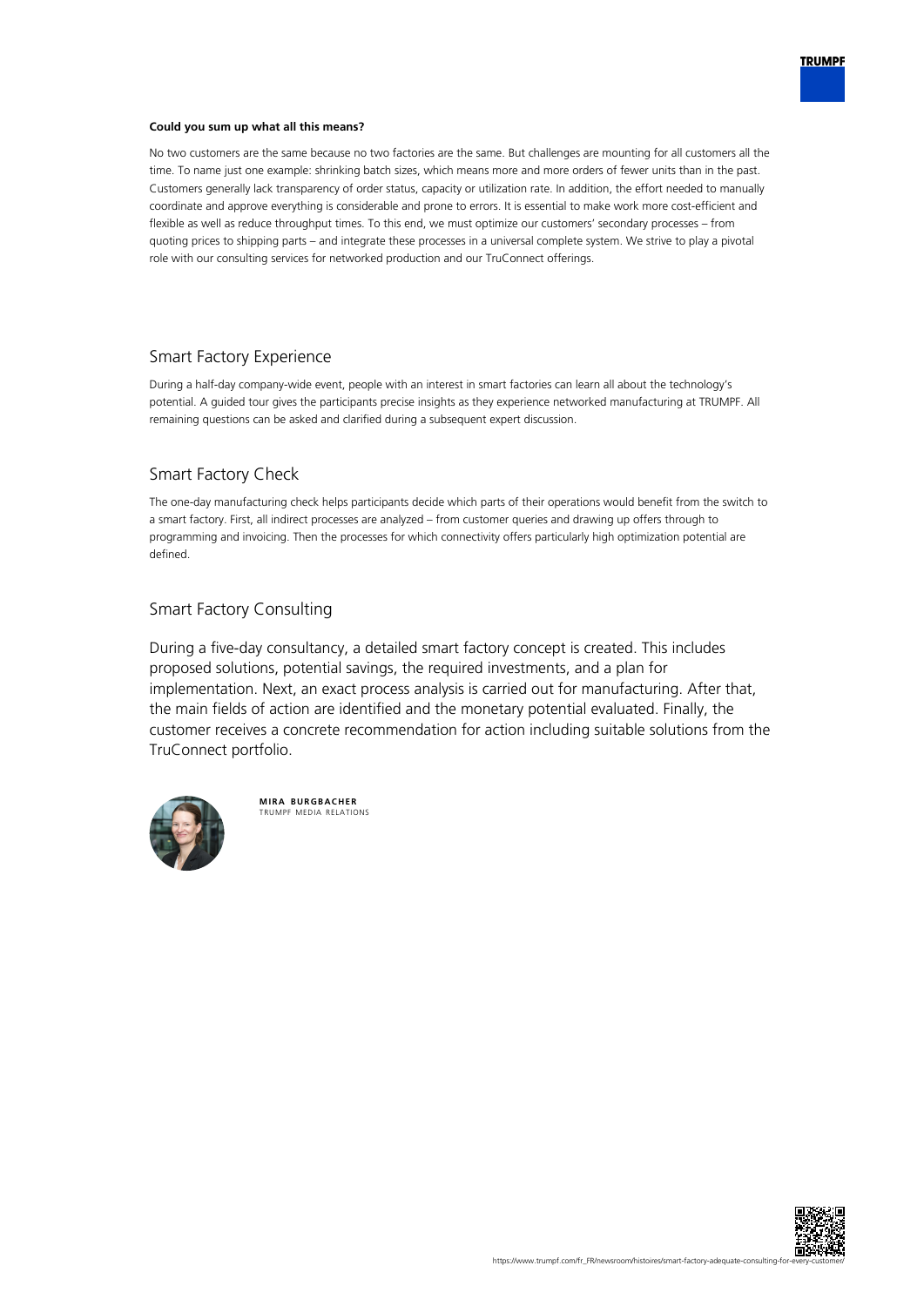**Could you sum up what all this means?**

No two customers are the same because no two factories are the same. But challenges are mounting for all customers all the time. To name just one example: shrinking batch sizes, which means more and more orders of fewer units than in the past. Customers generally lack transparency of order status, capacity or utilization rate. In addition, the effort needed to manually coordinate and approve everything is considerable and prone to errors. It is essential to make work more cost-efficient and flexible as well as reduce throughput times. To this end, we must optimize our customers' secondary processes – from quoting prices to shipping parts – and integrate these processes in a universal complete system. We strive to play a pivotal role with our consulting services for networked production and our TruConnect offerings.

## Smart Factory Experience

During a half-day company-wide event, people with an interest in smart factories can learn all about the technology's potential. A guided tour gives the participants precise insights as they experience networked manufacturing at TRUMPF. All remaining questions can be asked and clarified during a subsequent expert discussion.

## Smart Factory Check

The one-day manufacturing check helps participants decide which parts of their operations would benefit from the switch to a smart factory. First, all indirect processes are analyzed – from customer queries and drawing up offers through to programming and invoicing. Then the processes for which connectivity offers particularly high optimization potential are defined.

## Smart Factory Consulting

During a five-day consultancy, a detailed smart factory concept is created. This includes proposed solutions, potential savings, the required investments, and a plan for implementation. Next, an exact process analysis is carried out for manufacturing. After that, the main fields of action are identified and the monetary potential evaluated. Finally, the customer receives a concrete recommendation for action including suitable solutions from the TruConnect portfolio.

**MIRA BURGBACHER**
TRUMPF MEDIA RELATIONS